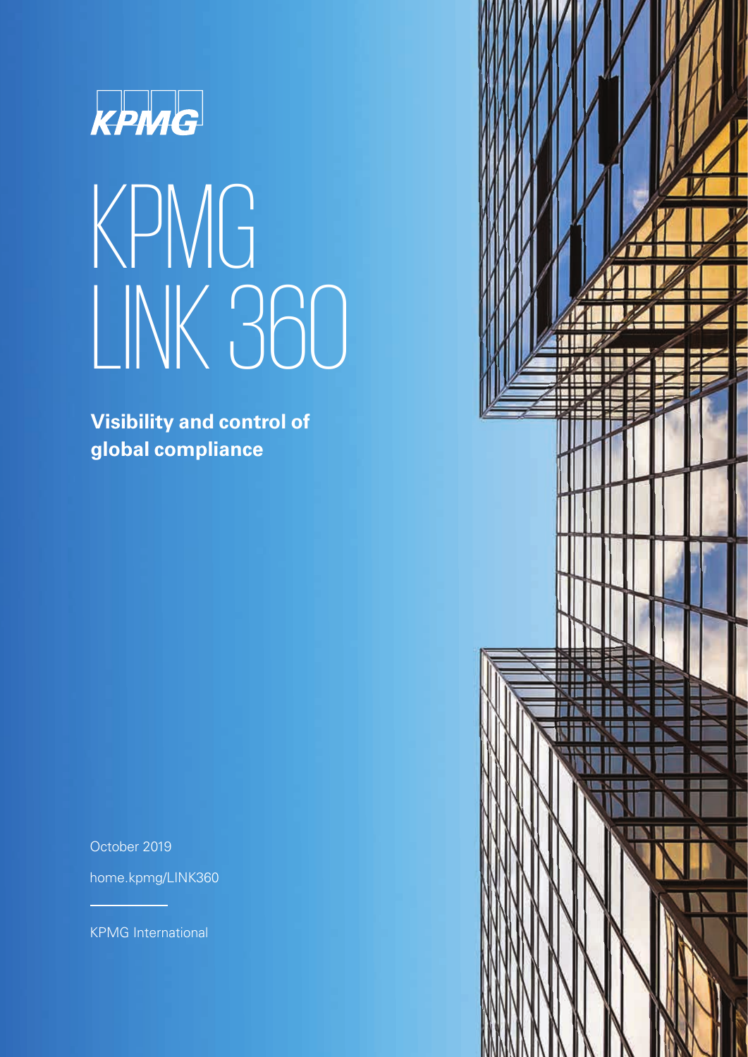KPMG

# KPMG LINK 360

**Visibility and control of global compliance**

October 2019

home.kpmg/LINK360

KPMG International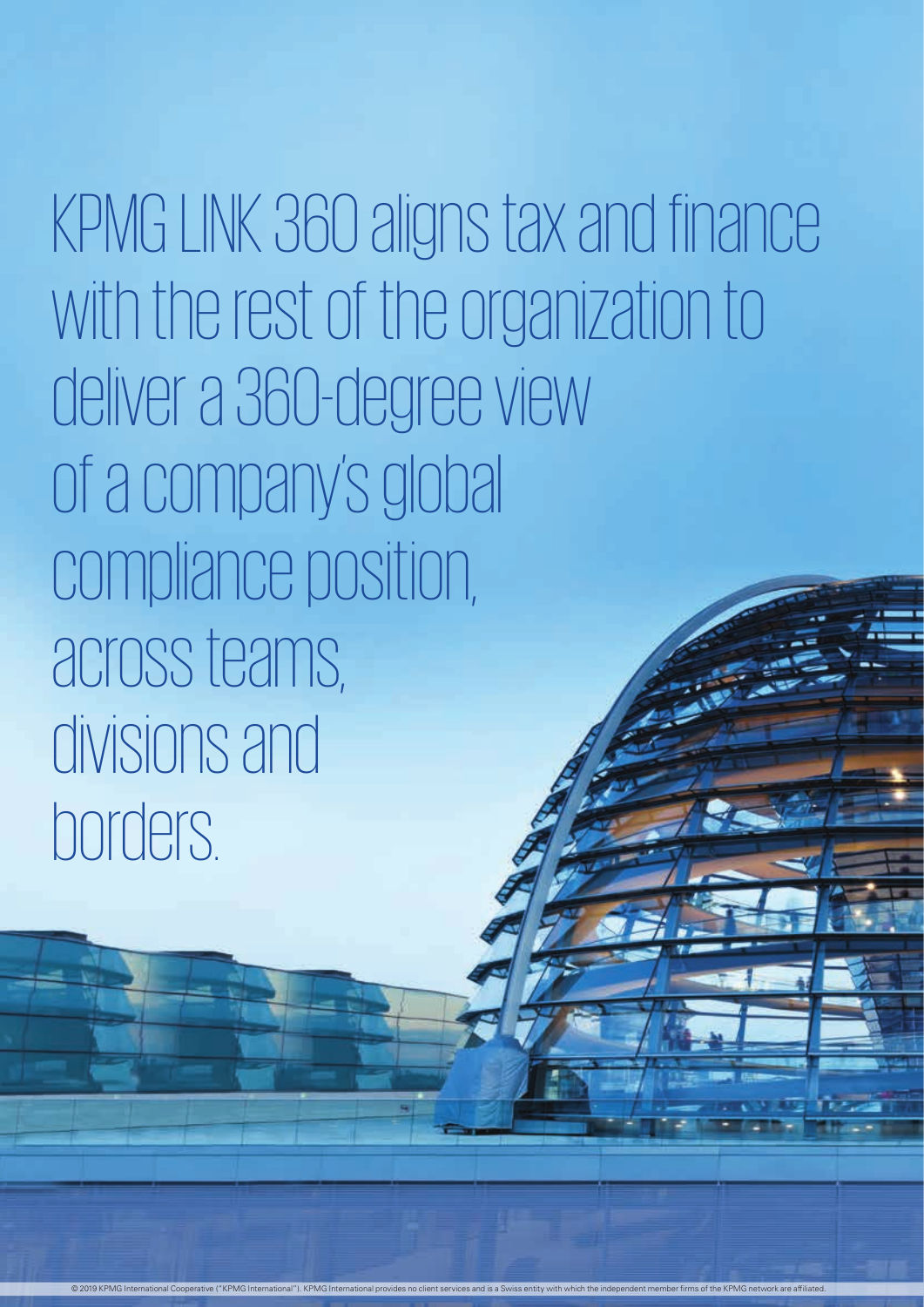KPMG LINK 360 aligns tax and finance with the rest of the organization to deliver a 360-degree view of a company's global compliance position, across teams, divisions and borders.

© 2019 KPMG International Cooperative ("KPMG International"). KPMG International provides no client services and is a Swiss entity with which the independent member firms of the KPMG network are affiliated.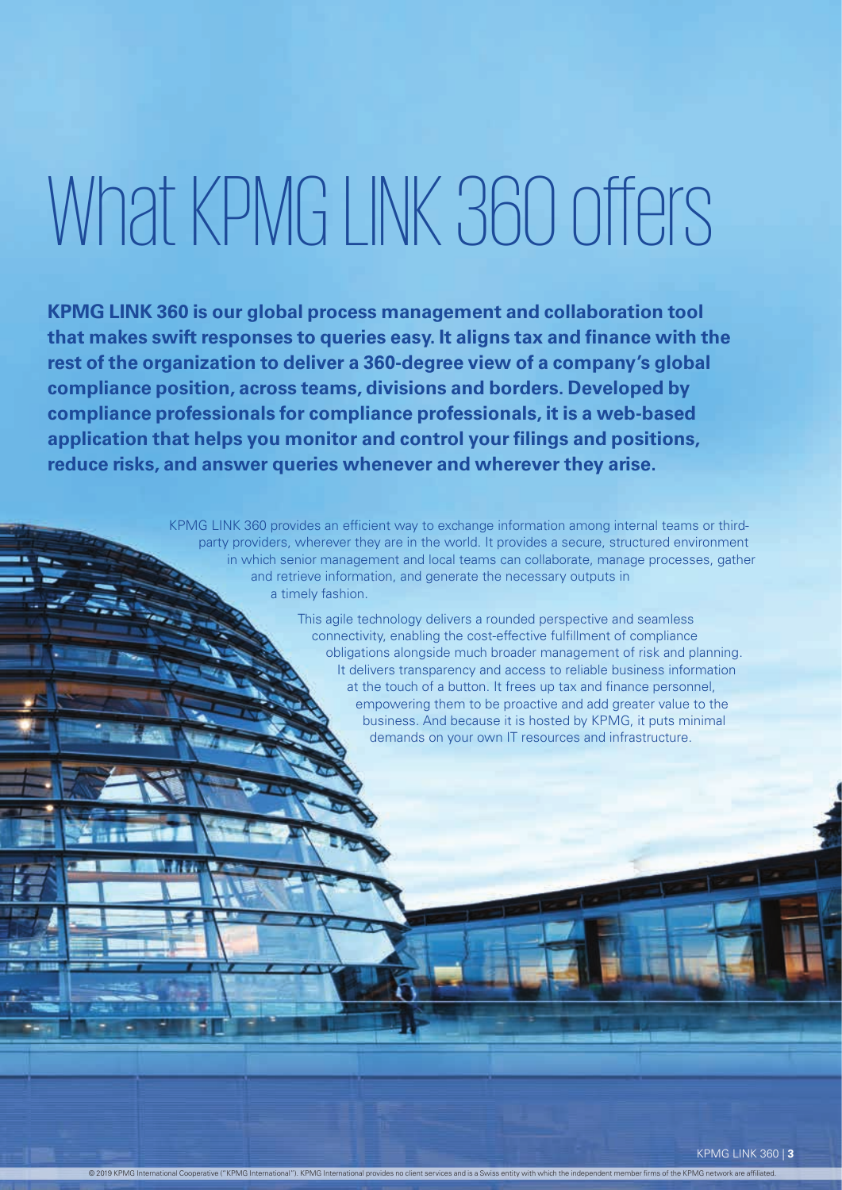# What KPMG LINK 360 offers

**KPMG LINK 360 is our global process management and collaboration tool that makes swift responses to queries easy. It aligns tax and finance with the rest of the organization to deliver a 360-degree view of a company's global compliance position, across teams, divisions and borders. Developed by compliance professionals for compliance professionals, it is a web-based application that helps you monitor and control your filings and positions, reduce risks, and answer queries whenever and wherever they arise.**

KPMG LINK 360 provides an efficient way to exchange information among internal teams or third-party providers, wherever they are in the world. It provides a secure, structured environment in which senior management and local teams can collaborate, manage processes, gather and retrieve information, and generate the necessary outputs in a timely fashion.

This agile technology delivers a rounded perspective and seamless connectivity, enabling the cost-effective fulfillment of compliance obligations alongside much broader management of risk and planning. It delivers transparency and access to reliable business information at the touch of a button. It frees up tax and finance personnel, empowering them to be proactive and add greater value to the business. And because it is hosted by KPMG, it puts minimal demands on your own IT resources and infrastructure.

© 2019 KPMG International Cooperative ("KPMG International"). KPMG International provides no client services and is a Swiss entity with which the independent member firms of the KPMG network are affiliated.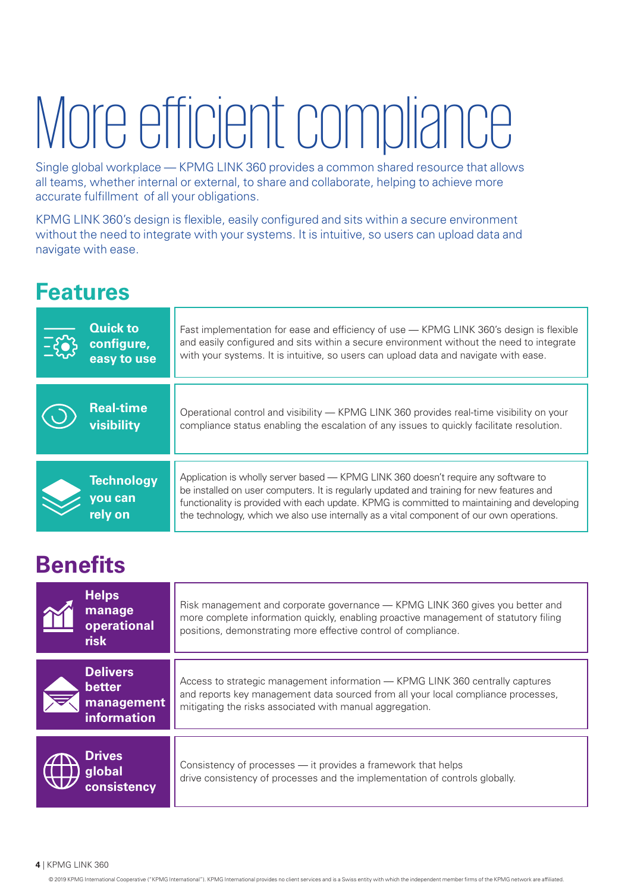# More efficient compliance

Single global workplace — KPMG LINK 360 provides a common shared resource that allows all teams, whether internal or external, to share and collaborate, helping to achieve more accurate fulfillment of all your obligations.

KPMG LINK 360's design is flexible, easily configured and sits within a secure environment without the need to integrate with your systems. It is intuitive, so users can upload data and navigate with ease.

## Features

| | |
|---|---|
| **Quick to configure, easy to use** | Fast implementation for ease and efficiency of use — KPMG LINK 360's design is flexible and easily configured and sits within a secure environment without the need to integrate with your systems. It is intuitive, so users can upload data and navigate with ease. |
| **Real-time visibility** | Operational control and visibility — KPMG LINK 360 provides real-time visibility on your compliance status enabling the escalation of any issues to quickly facilitate resolution. |
| **Technology you can rely on** | Application is wholly server based — KPMG LINK 360 doesn't require any software to be installed on user computers. It is regularly updated and training for new features and functionality is provided with each update. KPMG is committed to maintaining and developing the technology, which we also use internally as a vital component of our own operations. |

## Benefits

| | |
|---|---|
| **Helps manage operational risk** | Risk management and corporate governance — KPMG LINK 360 gives you better and more complete information quickly, enabling proactive management of statutory filing positions, demonstrating more effective control of compliance. |
| **Delivers better management information** | Access to strategic management information — KPMG LINK 360 centrally captures and reports key management data sourced from all your local compliance processes, mitigating the risks associated with manual aggregation. |
| **Drives global consistency** | Consistency of processes — it provides a framework that helps drive consistency of processes and the implementation of controls globally. |

© 2019 KPMG International Cooperative ("KPMG International"). KPMG International provides no client services and is a Swiss entity with which the independent member firms of the KPMG network are affiliated.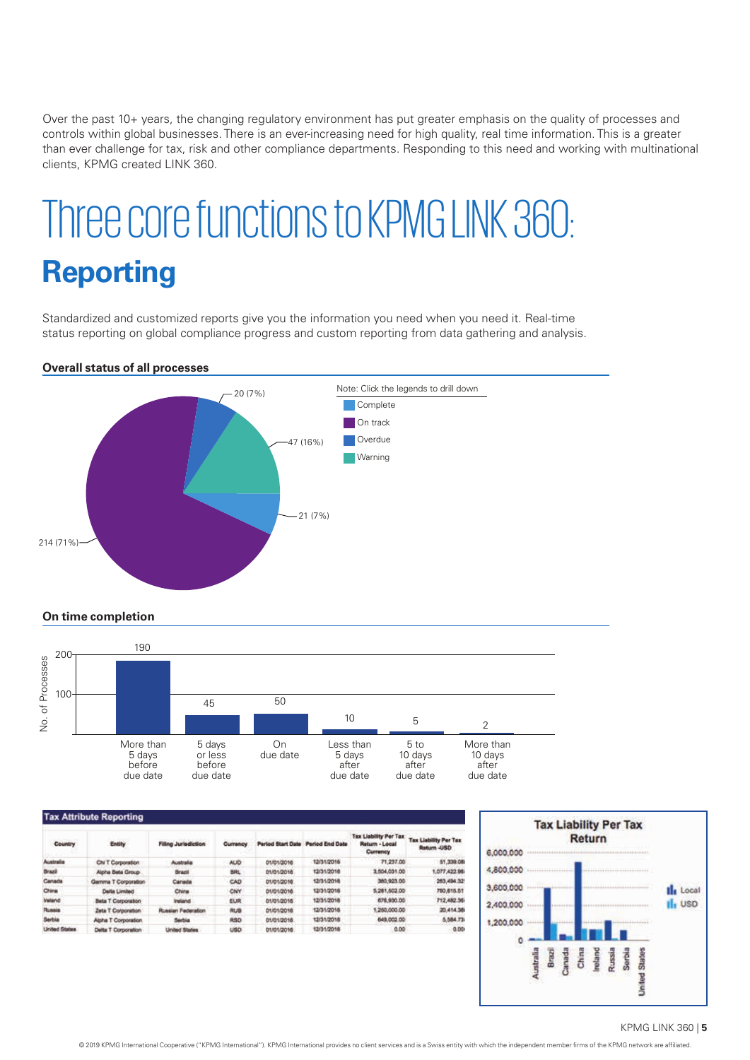Over the past 10+ years, the changing regulatory environment has put greater emphasis on the quality of processes and controls within global businesses. There is an ever-increasing need for high quality, real time information. This is a greater than ever challenge for tax, risk and other compliance departments. Responding to this need and working with multinational clients, KPMG created LINK 360.

# Three core functions to KPMG LINK 360:

## Reporting

Standardized and customized reports give you the information you need when you need it. Real-time status reporting on global compliance progress and custom reporting from data gathering and analysis.

**Overall status of all processes**

Note: Click the legends to drill down

- Complete
- On track
- Overdue
- Warning

20 (7%)
47 (16%)
21 (7%)
214 (71%)

**On time completion**

No. of Processes

| | More than 5 days before due date | 5 days or less before due date | On due date | Less than 5 days after due date | 5 to 10 days after due date | More than 10 days after due date |
|---|---|---|---|---|---|---|
| No. of Processes | 190 | 45 | 50 | 10 | 5 | 2 |

**Tax Attribute Reporting**

| Country | Entity | Filing Jurisdiction | Currency | Period Start Date | Period End Date | Tax Liability Per Tax Return - Local Currency | Tax Liability Per Tax Return -USD |
|---|---|---|---|---|---|---|---|
| Australia | Chi T Corporation | Australia | AUD | 01/01/2016 | 12/31/2016 | 71,237.00 | 51,339.08 |
| Brazil | Alpha Beta Group | Brazil | BRL | 01/01/2016 | 12/31/2016 | 3,504,031.00 | 1,077,422.96 |
| Canada | Gamma T Corporation | Canada | CAD | 01/01/2016 | 12/31/2016 | 380,923.00 | 283,494.32 |
| China | Delta Limited | China | CNY | 01/01/2016 | 12/31/2016 | 5,281,502.00 | 760,615.51 |
| Ireland | Beta T Corporation | Ireland | EUR | 01/01/2016 | 12/31/2016 | 676,930.00 | 712,482.36 |
| Russia | Zeta T Corporation | Russian Federation | RUB | 01/01/2016 | 12/31/2016 | 1,250,000.00 | 20,414.36 |
| Serbia | Alpha T Corporation | Serbia | RSD | 01/01/2016 | 12/31/2016 | 649,002.00 | 6,564.73 |
| United States | Delta T Corporation | United States | USD | 01/01/2016 | 12/31/2016 | 0.00 | 0.00 |

**Tax Liability Per Tax Return**

6,000,000
4,800,000
3,600,000
2,400,000
1,200,000
0

Australia, Brazil, Canada, China, Ireland, Russia, Serbia, United States

Local
USD

© 2019 KPMG International Cooperative ("KPMG International"). KPMG International provides no client services and is a Swiss entity with which the independent member firms of the KPMG network are affiliated.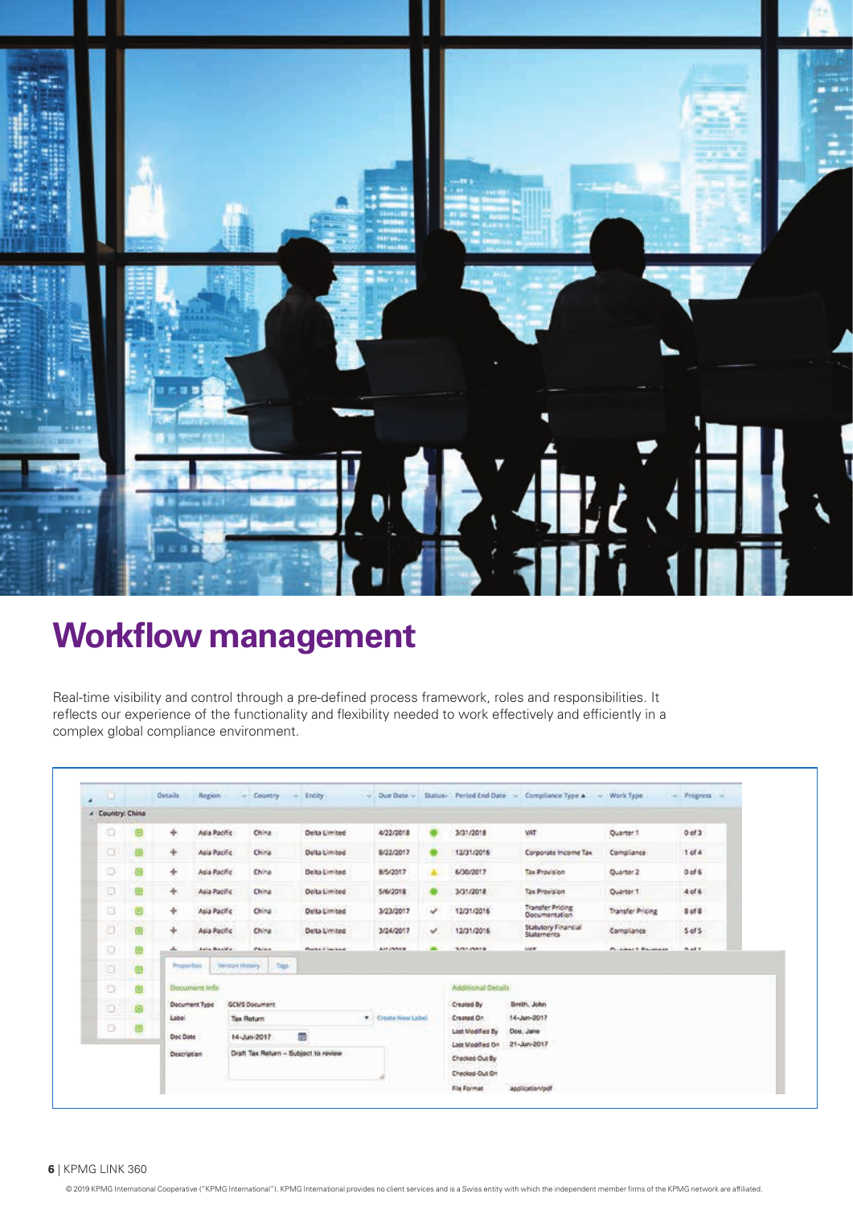# Workflow management

Real-time visibility and control through a pre-defined process framework, roles and responsibilities. It reflects our experience of the functionality and flexibility needed to work effectively and efficiently in a complex global compliance environment.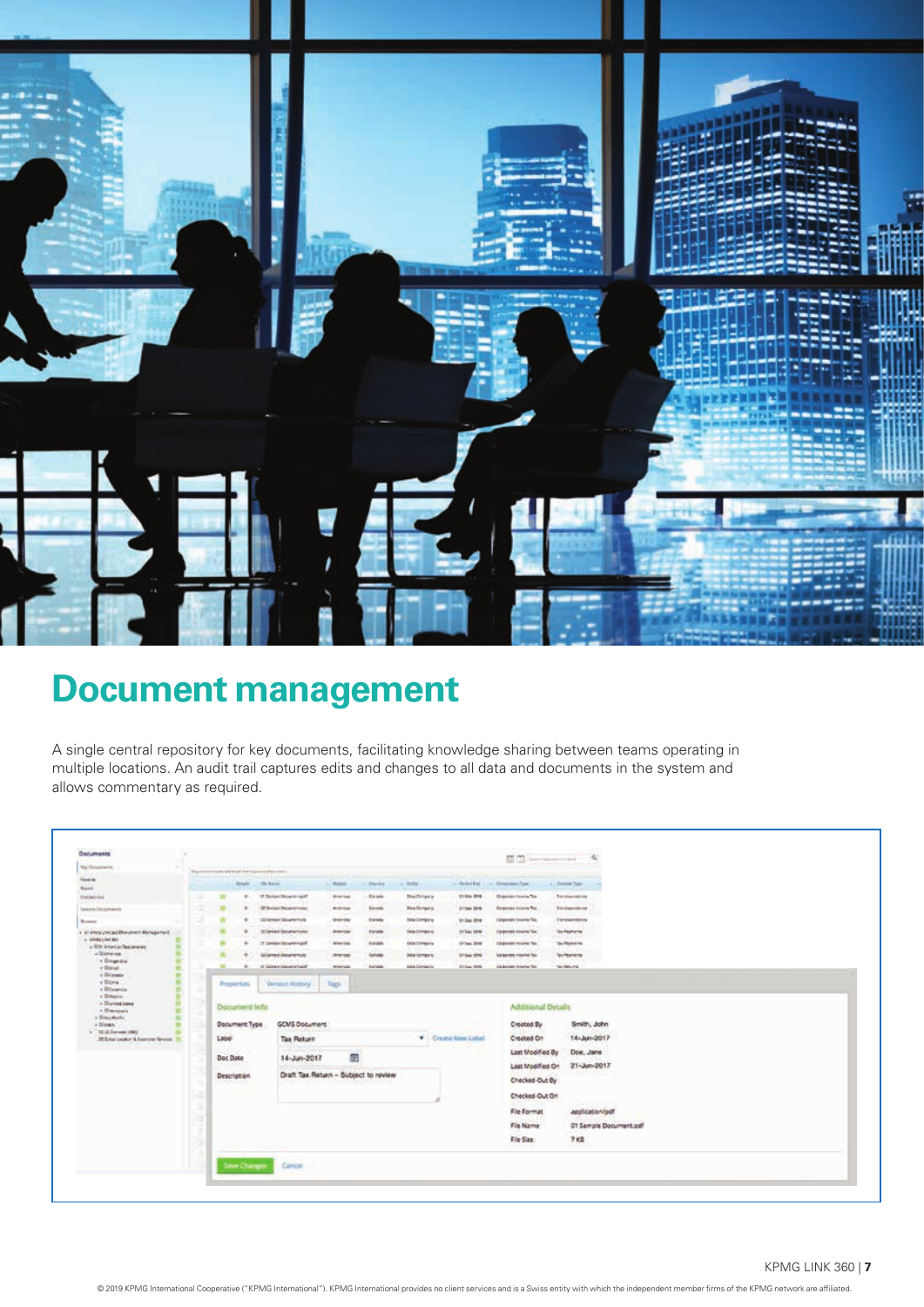# Document management

A single central repository for key documents, facilitating knowledge sharing between teams operating in multiple locations. An audit trail captures edits and changes to all data and documents in the system and allows commentary as required.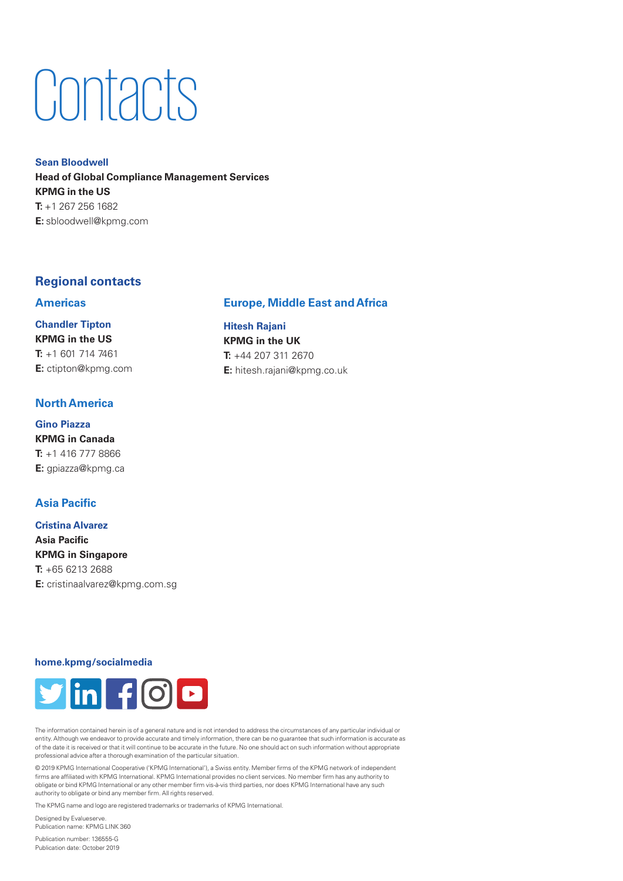# Contacts

**Sean Bloodwell**
**Head of Global Compliance Management Services**
**KPMG in the US**
**T:** +1 267 256 1682
**E:** sbloodwell@kpmg.com

## Regional contacts

### Americas

**Chandler Tipton**
**KPMG in the US**
**T:** +1 601 714 7461
**E:** ctipton@kpmg.com

### North America

**Gino Piazza**
**KPMG in Canada**
**T:** +1 416 777 8866
**E:** gpiazza@kpmg.ca

### Asia Pacific

**Cristina Alvarez**
**Asia Pacific**
**KPMG in Singapore**
**T:** +65 6213 2688
**E:** cristinaalvarez@kpmg.com.sg

### Europe, Middle East and Africa

**Hitesh Rajani**
**KPMG in the UK**
**T:** +44 207 311 2670
**E:** hitesh.rajani@kpmg.co.uk

**home.kpmg/socialmedia**

The information contained herein is of a general nature and is not intended to address the circumstances of any particular individual or entity. Although we endeavor to provide accurate and timely information, there can be no guarantee that such information is accurate as of the date it is received or that it will continue to be accurate in the future. No one should act on such information without appropriate professional advice after a thorough examination of the particular situation.

© 2019 KPMG International Cooperative ('KPMG International'), a Swiss entity. Member firms of the KPMG network of independent firms are affiliated with KPMG International. KPMG International provides no client services. No member firm has any authority to obligate or bind KPMG International or any other member firm vis-à-vis third parties, nor does KPMG International have any such authority to obligate or bind any member firm. All rights reserved.

The KPMG name and logo are registered trademarks or trademarks of KPMG International.

Designed by Evalueserve.
Publication name: KPMG LINK 360

Publication number: 136555-G
Publication date: October 2019